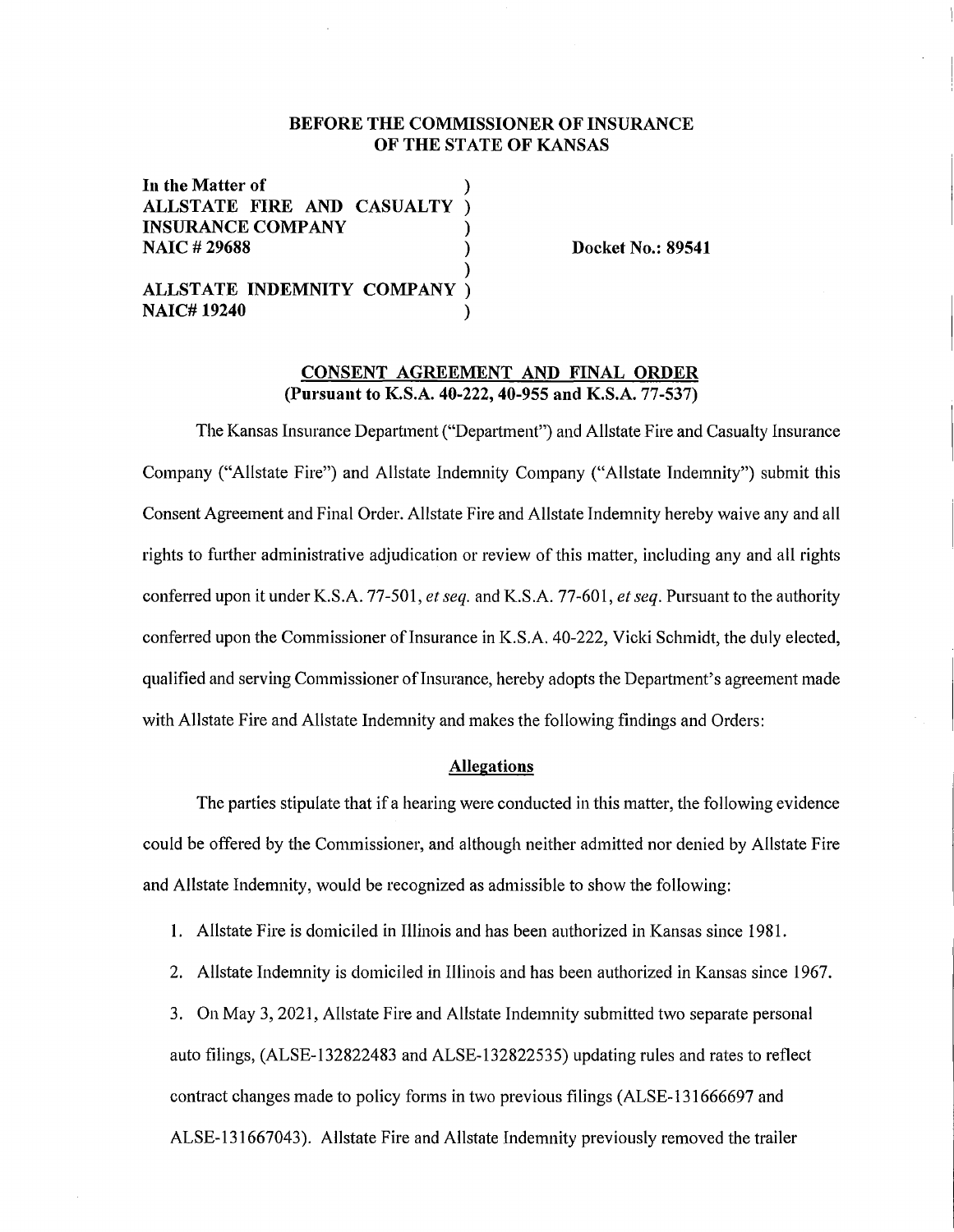**BEFORE THE COMMISSIONER OF INSURANCE OF THE STATE OF KANSAS**

**In the Matter of** )
**ALLSTATE FIRE AND CASUALTY** )
**INSURANCE COMPANY** )
**NAIC # 29688** ) **Docket No.: 89541**
)
**ALLSTATE INDEMNITY COMPANY** )
**NAIC# 19240** )

**CONSENT AGREEMENT AND FINAL ORDER**
**(Pursuant to K.S.A. 40-222, 40-955 and K.S.A. 77-537)**

The Kansas Insurance Department ("Department") and Allstate Fire and Casualty Insurance Company ("Allstate Fire") and Allstate Indemnity Company ("Allstate Indemnity") submit this Consent Agreement and Final Order. Allstate Fire and Allstate Indemnity hereby waive any and all rights to further administrative adjudication or review of this matter, including any and all rights conferred upon it under K.S.A. 77-501, *et seq.* and K.S.A. 77-601, *et seq.* Pursuant to the authority conferred upon the Commissioner of Insurance in K.S.A. 40-222, Vicki Schmidt, the duly elected, qualified and serving Commissioner of Insurance, hereby adopts the Department's agreement made with Allstate Fire and Allstate Indemnity and makes the following findings and Orders:

**Allegations**

The parties stipulate that if a hearing were conducted in this matter, the following evidence could be offered by the Commissioner, and although neither admitted nor denied by Allstate Fire and Allstate Indemnity, would be recognized as admissible to show the following:

1. Allstate Fire is domiciled in Illinois and has been authorized in Kansas since 1981.
2. Allstate Indemnity is domiciled in Illinois and has been authorized in Kansas since 1967.
3. On May 3, 2021, Allstate Fire and Allstate Indemnity submitted two separate personal auto filings, (ALSE-132822483 and ALSE-132822535) updating rules and rates to reflect contract changes made to policy forms in two previous filings (ALSE-131666697 and ALSE-131667043). Allstate Fire and Allstate Indemnity previously removed the trailer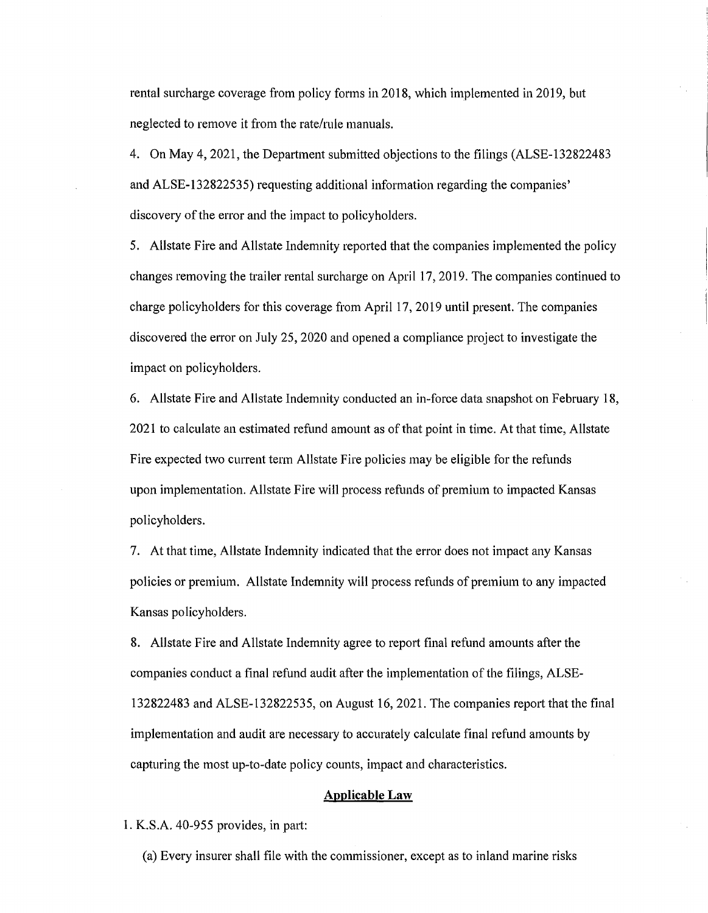rental surcharge coverage from policy forms in 2018, which implemented in 2019, but neglected to remove it from the rate/rule manuals.

4. On May 4, 2021, the Department submitted objections to the filings (ALSE-132822483 and ALSE-132822535) requesting additional information regarding the companies' discovery of the error and the impact to policyholders.

5. Allstate Fire and Allstate Indemnity reported that the companies implemented the policy changes removing the trailer rental surcharge on April 17, 2019. The companies continued to charge policyholders for this coverage from April 17, 2019 until present. The companies discovered the error on July 25, 2020 and opened a compliance project to investigate the impact on policyholders.

6. Allstate Fire and Allstate Indemnity conducted an in-force data snapshot on February 18, 2021 to calculate an estimated refund amount as of that point in time. At that time, Allstate Fire expected two current term Allstate Fire policies may be eligible for the refunds upon implementation. Allstate Fire will process refunds of premium to impacted Kansas policyholders.

7. At that time, Allstate Indemnity indicated that the error does not impact any Kansas policies or premium. Allstate Indemnity will process refunds of premium to any impacted Kansas policyholders.

8. Allstate Fire and Allstate Indemnity agree to report final refund amounts after the companies conduct a final refund audit after the implementation of the filings, ALSE-132822483 and ALSE-132822535, on August 16, 2021. The companies report that the final implementation and audit are necessary to accurately calculate final refund amounts by capturing the most up-to-date policy counts, impact and characteristics.

## Applicable Law

1. K.S.A. 40-955 provides, in part:

(a) Every insurer shall file with the commissioner, except as to inland marine risks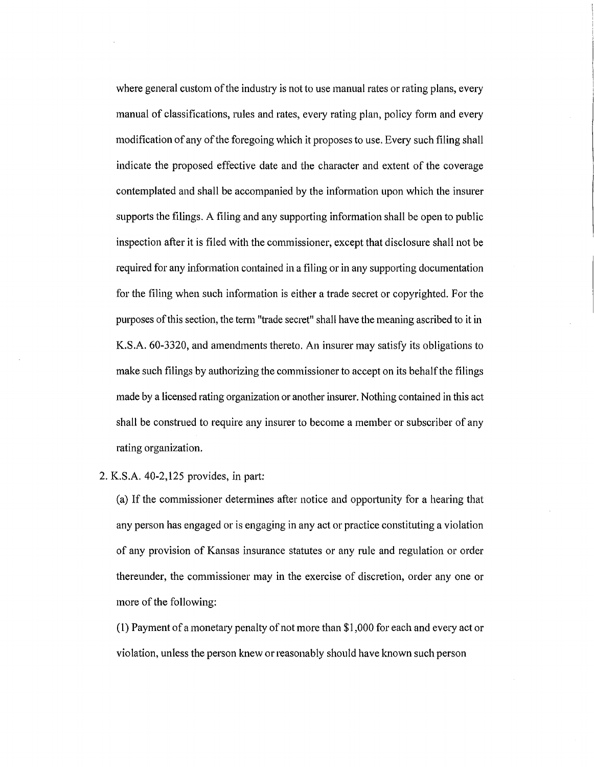where general custom of the industry is not to use manual rates or rating plans, every manual of classifications, rules and rates, every rating plan, policy form and every modification of any of the foregoing which it proposes to use. Every such filing shall indicate the proposed effective date and the character and extent of the coverage contemplated and shall be accompanied by the information upon which the insurer supports the filings. A filing and any supporting information shall be open to public inspection after it is filed with the commissioner, except that disclosure shall not be required for any information contained in a filing or in any supporting documentation for the filing when such information is either a trade secret or copyrighted. For the purposes of this section, the term "trade secret" shall have the meaning ascribed to it in K.S.A. 60-3320, and amendments thereto. An insurer may satisfy its obligations to make such filings by authorizing the commissioner to accept on its behalf the filings made by a licensed rating organization or another insurer. Nothing contained in this act shall be construed to require any insurer to become a member or subscriber of any rating organization.

2. K.S.A. 40-2,125 provides, in part:

(a) If the commissioner determines after notice and opportunity for a hearing that any person has engaged or is engaging in any act or practice constituting a violation of any provision of Kansas insurance statutes or any rule and regulation or order thereunder, the commissioner may in the exercise of discretion, order any one or more of the following:

(1) Payment of a monetary penalty of not more than $1,000 for each and every act or violation, unless the person knew or reasonably should have known such person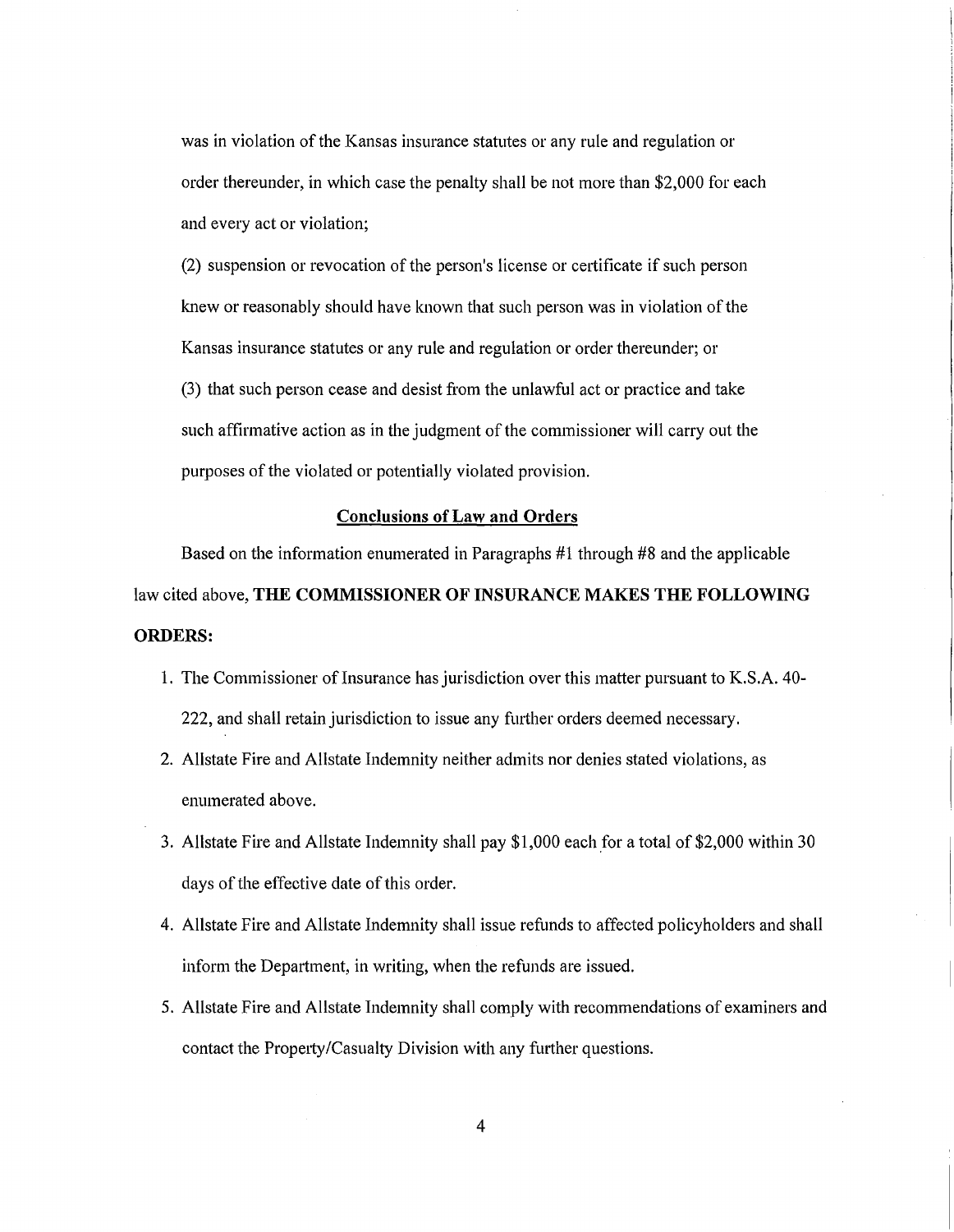was in violation of the Kansas insurance statutes or any rule and regulation or order thereunder, in which case the penalty shall be not more than $2,000 for each and every act or violation;

(2) suspension or revocation of the person's license or certificate if such person knew or reasonably should have known that such person was in violation of the Kansas insurance statutes or any rule and regulation or order thereunder; or

(3) that such person cease and desist from the unlawful act or practice and take such affirmative action as in the judgment of the commissioner will carry out the purposes of the violated or potentially violated provision.

## Conclusions of Law and Orders

Based on the information enumerated in Paragraphs #1 through #8 and the applicable law cited above, **THE COMMISSIONER OF INSURANCE MAKES THE FOLLOWING ORDERS:**

1. The Commissioner of Insurance has jurisdiction over this matter pursuant to K.S.A. 40-222, and shall retain jurisdiction to issue any further orders deemed necessary.
2. Allstate Fire and Allstate Indemnity neither admits nor denies stated violations, as enumerated above.
3. Allstate Fire and Allstate Indemnity shall pay $1,000 each for a total of $2,000 within 30 days of the effective date of this order.
4. Allstate Fire and Allstate Indemnity shall issue refunds to affected policyholders and shall inform the Department, in writing, when the refunds are issued.
5. Allstate Fire and Allstate Indemnity shall comply with recommendations of examiners and contact the Property/Casualty Division with any further questions.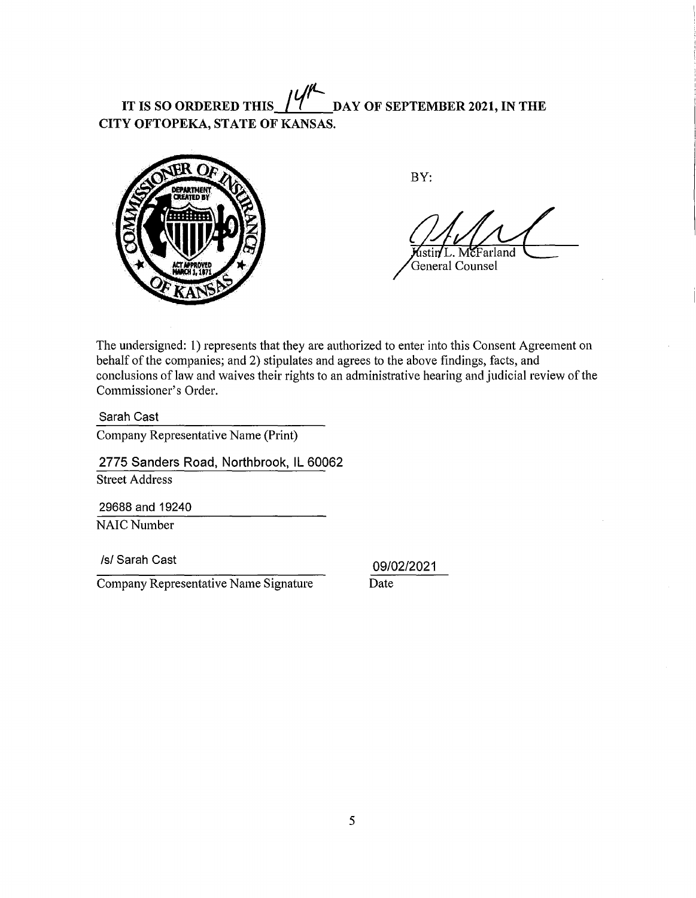**IT IS SO ORDERED THIS 14th DAY OF SEPTEMBER 2021, IN THE CITY OFTOPEKA, STATE OF KANSAS.**

BY:

Justin L. McFarland
General Counsel

The undersigned: 1) represents that they are authorized to enter into this Consent Agreement on behalf of the companies; and 2) stipulates and agrees to the above findings, facts, and conclusions of law and waives their rights to an administrative hearing and judicial review of the Commissioner's Order.

Sarah Cast
Company Representative Name (Print)

2775 Sanders Road, Northbrook, IL 60062
Street Address

29688 and 19240
NAIC Number

/s/ Sarah Cast
Company Representative Name Signature

09/02/2021
Date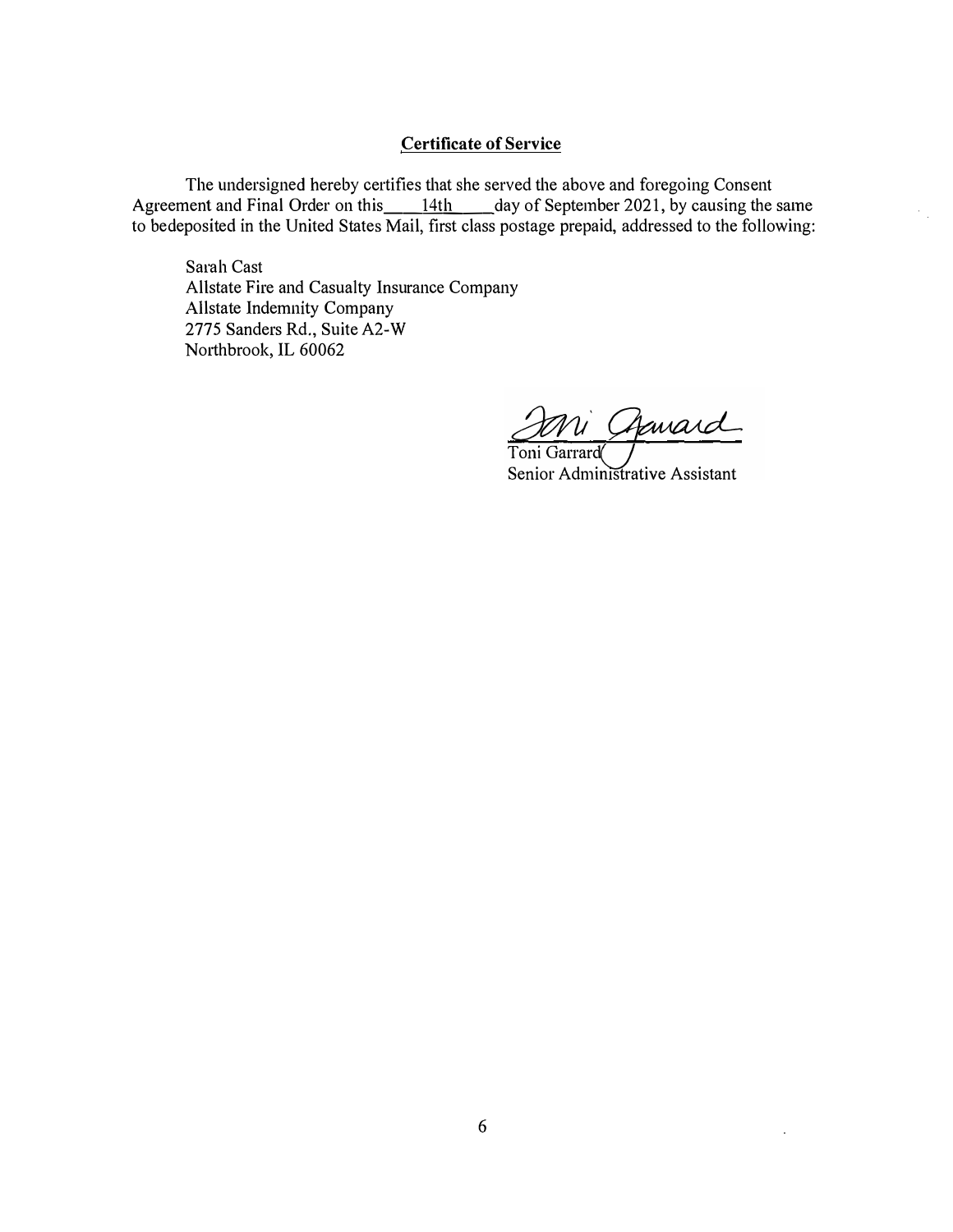**Certificate of Service**

The undersigned hereby certifies that she served the above and foregoing Consent Agreement and Final Order on this 14th day of September 2021, by causing the same to bedeposited in the United States Mail, first class postage prepaid, addressed to the following:

Sarah Cast
Allstate Fire and Casualty Insurance Company
Allstate Indemnity Company
2775 Sanders Rd., Suite A2-W
Northbrook, IL 60062

Toni Garrard
Toni Garrard
Senior Administrative Assistant